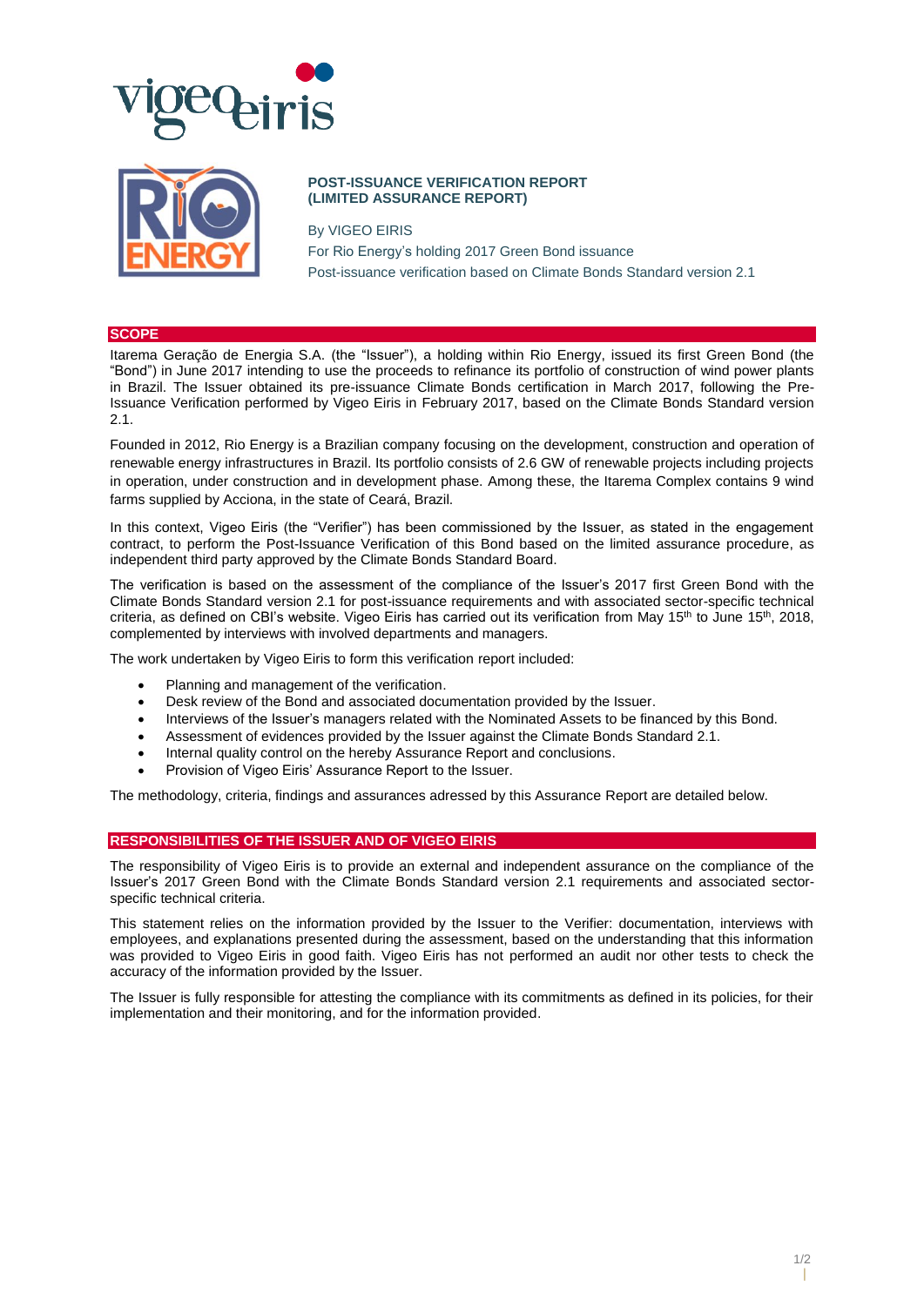**POST-ISSUANCE VERIFICATION REPORT**
**(LIMITED ASSURANCE REPORT)**

By VIGEO EIRIS

For Rio Energy's holding 2017 Green Bond issuance

Post-issuance verification based on Climate Bonds Standard version 2.1

## SCOPE

Itarema Geração de Energia S.A. (the "Issuer"), a holding within Rio Energy, issued its first Green Bond (the "Bond") in June 2017 intending to use the proceeds to refinance its portfolio of construction of wind power plants in Brazil. The Issuer obtained its pre-issuance Climate Bonds certification in March 2017, following the Pre-Issuance Verification performed by Vigeo Eiris in February 2017, based on the Climate Bonds Standard version 2.1.

Founded in 2012, Rio Energy is a Brazilian company focusing on the development, construction and operation of renewable energy infrastructures in Brazil. Its portfolio consists of 2.6 GW of renewable projects including projects in operation, under construction and in development phase. Among these, the Itarema Complex contains 9 wind farms supplied by Acciona, in the state of Ceará, Brazil.

In this context, Vigeo Eiris (the "Verifier") has been commissioned by the Issuer, as stated in the engagement contract, to perform the Post-Issuance Verification of this Bond based on the limited assurance procedure, as independent third party approved by the Climate Bonds Standard Board.

The verification is based on the assessment of the compliance of the Issuer's 2017 first Green Bond with the Climate Bonds Standard version 2.1 for post-issuance requirements and with associated sector-specific technical criteria, as defined on CBI's website. Vigeo Eiris has carried out its verification from May 15th to June 15th, 2018, complemented by interviews with involved departments and managers.

The work undertaken by Vigeo Eiris to form this verification report included:

- Planning and management of the verification.
- Desk review of the Bond and associated documentation provided by the Issuer.
- Interviews of the Issuer's managers related with the Nominated Assets to be financed by this Bond.
- Assessment of evidences provided by the Issuer against the Climate Bonds Standard 2.1.
- Internal quality control on the hereby Assurance Report and conclusions.
- Provision of Vigeo Eiris' Assurance Report to the Issuer.

The methodology, criteria, findings and assurances adressed by this Assurance Report are detailed below.

## RESPONSIBILITIES OF THE ISSUER AND OF VIGEO EIRIS

The responsibility of Vigeo Eiris is to provide an external and independent assurance on the compliance of the Issuer's 2017 Green Bond with the Climate Bonds Standard version 2.1 requirements and associated sector-specific technical criteria.

This statement relies on the information provided by the Issuer to the Verifier: documentation, interviews with employees, and explanations presented during the assessment, based on the understanding that this information was provided to Vigeo Eiris in good faith. Vigeo Eiris has not performed an audit nor other tests to check the accuracy of the information provided by the Issuer.

The Issuer is fully responsible for attesting the compliance with its commitments as defined in its policies, for their implementation and their monitoring, and for the information provided.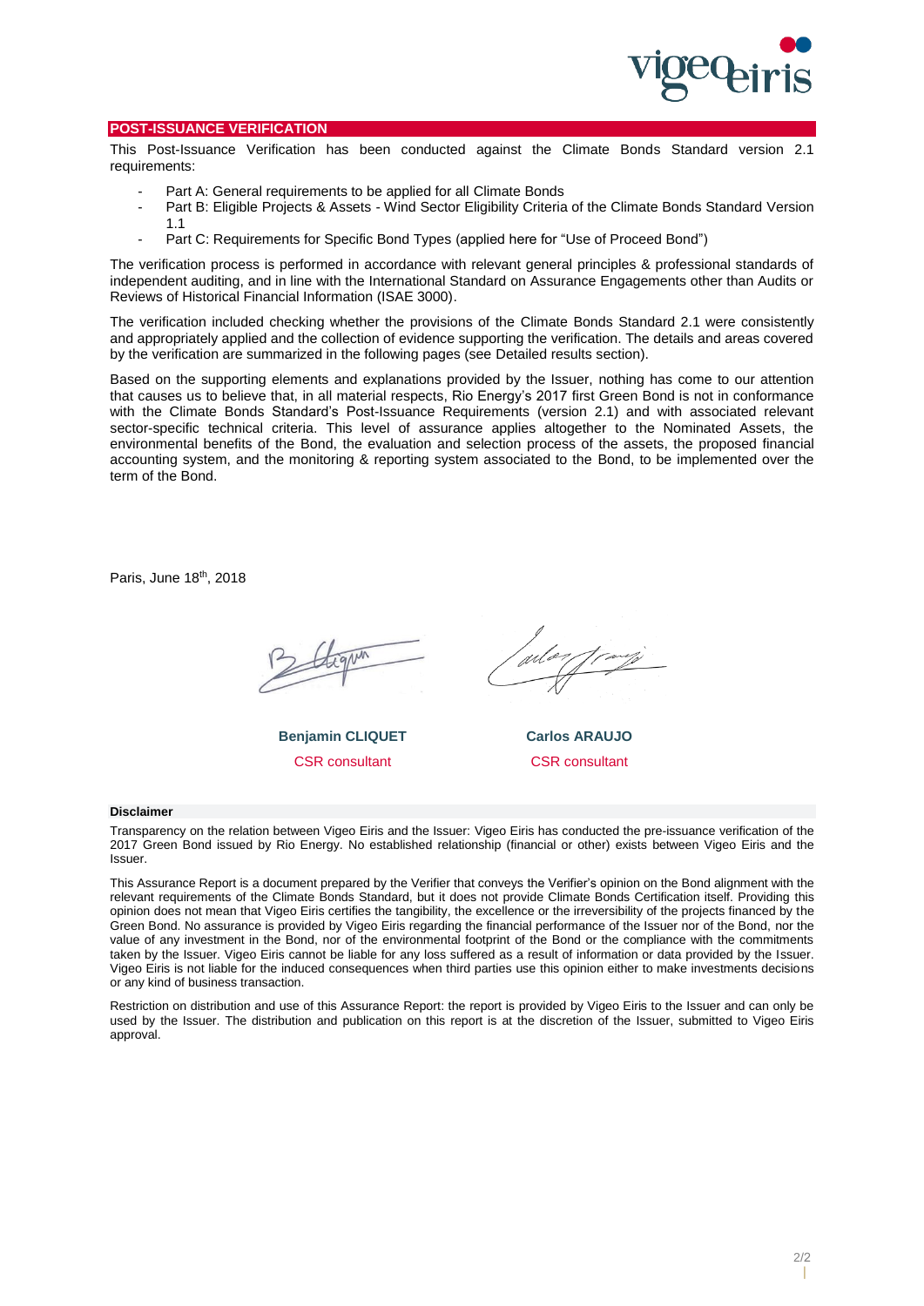## POST-ISSUANCE VERIFICATION

This Post-Issuance Verification has been conducted against the Climate Bonds Standard version 2.1 requirements:

- Part A: General requirements to be applied for all Climate Bonds
- Part B: Eligible Projects & Assets - Wind Sector Eligibility Criteria of the Climate Bonds Standard Version 1.1
- Part C: Requirements for Specific Bond Types (applied here for "Use of Proceed Bond")

The verification process is performed in accordance with relevant general principles & professional standards of independent auditing, and in line with the International Standard on Assurance Engagements other than Audits or Reviews of Historical Financial Information (ISAE 3000).

The verification included checking whether the provisions of the Climate Bonds Standard 2.1 were consistently and appropriately applied and the collection of evidence supporting the verification. The details and areas covered by the verification are summarized in the following pages (see Detailed results section).

Based on the supporting elements and explanations provided by the Issuer, nothing has come to our attention that causes us to believe that, in all material respects, Rio Energy's 2017 first Green Bond is not in conformance with the Climate Bonds Standard's Post-Issuance Requirements (version 2.1) and with associated relevant sector-specific technical criteria. This level of assurance applies altogether to the Nominated Assets, the environmental benefits of the Bond, the evaluation and selection process of the assets, the proposed financial accounting system, and the monitoring & reporting system associated to the Bond, to be implemented over the term of the Bond.

Paris, June 18th, 2018

| **Benjamin CLIQUET** | **Carlos ARAUJO** |
|---|---|
| CSR consultant | CSR consultant |

**Disclaimer**

Transparency on the relation between Vigeo Eiris and the Issuer: Vigeo Eiris has conducted the pre-issuance verification of the 2017 Green Bond issued by Rio Energy. No established relationship (financial or other) exists between Vigeo Eiris and the Issuer.

This Assurance Report is a document prepared by the Verifier that conveys the Verifier's opinion on the Bond alignment with the relevant requirements of the Climate Bonds Standard, but it does not provide Climate Bonds Certification itself. Providing this opinion does not mean that Vigeo Eiris certifies the tangibility, the excellence or the irreversibility of the projects financed by the Green Bond. No assurance is provided by Vigeo Eiris regarding the financial performance of the Issuer nor of the Bond, nor the value of any investment in the Bond, nor of the environmental footprint of the Bond or the compliance with the commitments taken by the Issuer. Vigeo Eiris cannot be liable for any loss suffered as a result of information or data provided by the Issuer. Vigeo Eiris is not liable for the induced consequences when third parties use this opinion either to make investments decisions or any kind of business transaction.

Restriction on distribution and use of this Assurance Report: the report is provided by Vigeo Eiris to the Issuer and can only be used by the Issuer. The distribution and publication on this report is at the discretion of the Issuer, submitted to Vigeo Eiris approval.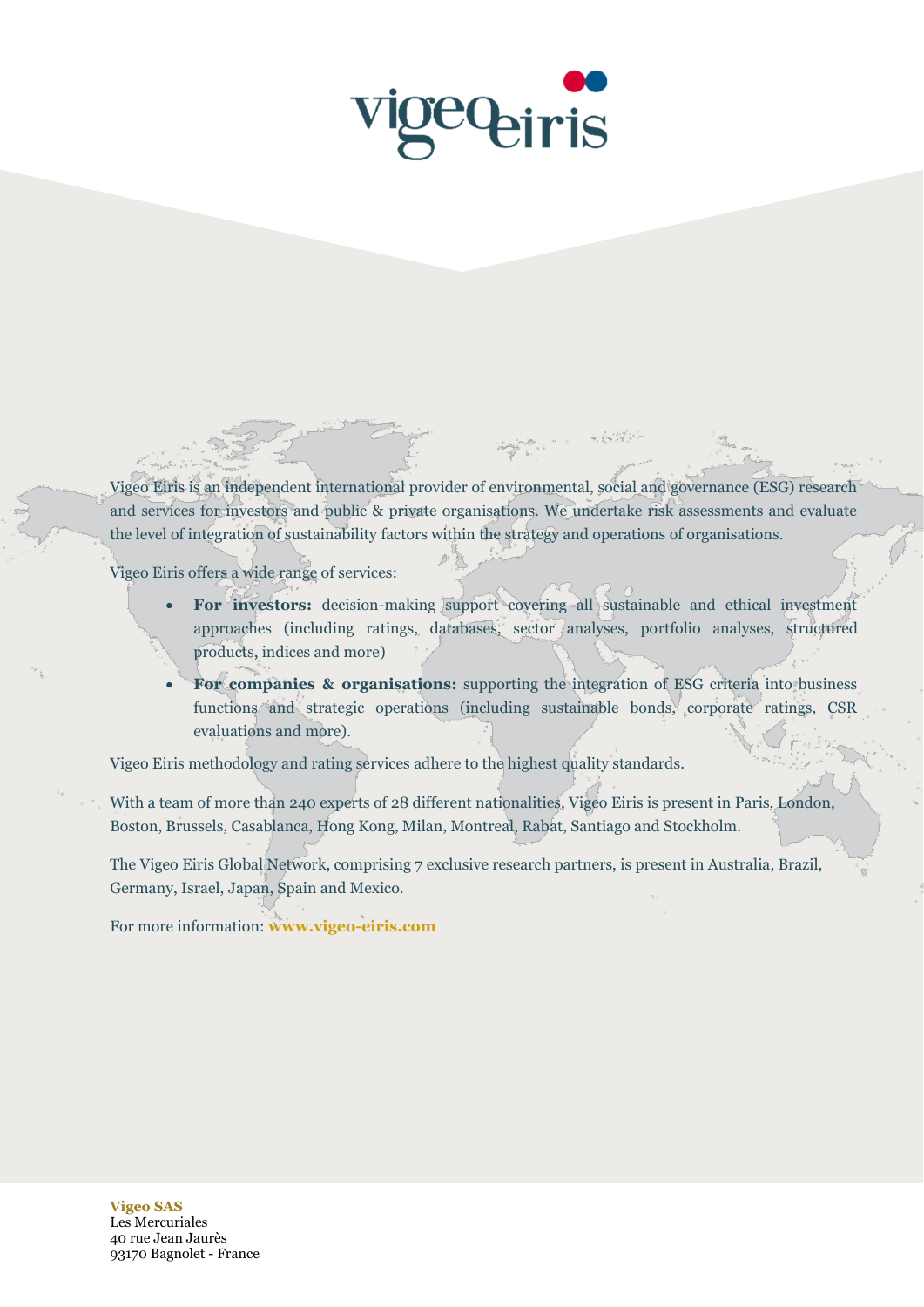Vigeo Eiris is an independent international provider of environmental, social and governance (ESG) research and services for investors and public & private organisations. We undertake risk assessments and evaluate the level of integration of sustainability factors within the strategy and operations of organisations.

Vigeo Eiris offers a wide range of services:

- **For investors:** decision-making support covering all sustainable and ethical investment approaches (including ratings, databases, sector analyses, portfolio analyses, structured products, indices and more)
- **For companies & organisations:** supporting the integration of ESG criteria into business functions and strategic operations (including sustainable bonds, corporate ratings, CSR evaluations and more).

Vigeo Eiris methodology and rating services adhere to the highest quality standards.

With a team of more than 240 experts of 28 different nationalities, Vigeo Eiris is present in Paris, London, Boston, Brussels, Casablanca, Hong Kong, Milan, Montreal, Rabat, Santiago and Stockholm.

The Vigeo Eiris Global Network, comprising 7 exclusive research partners, is present in Australia, Brazil, Germany, Israel, Japan, Spain and Mexico.

For more information: **www.vigeo-eiris.com**

**Vigeo SAS**
Les Mercuriales
40 rue Jean Jaurès
93170 Bagnolet - France